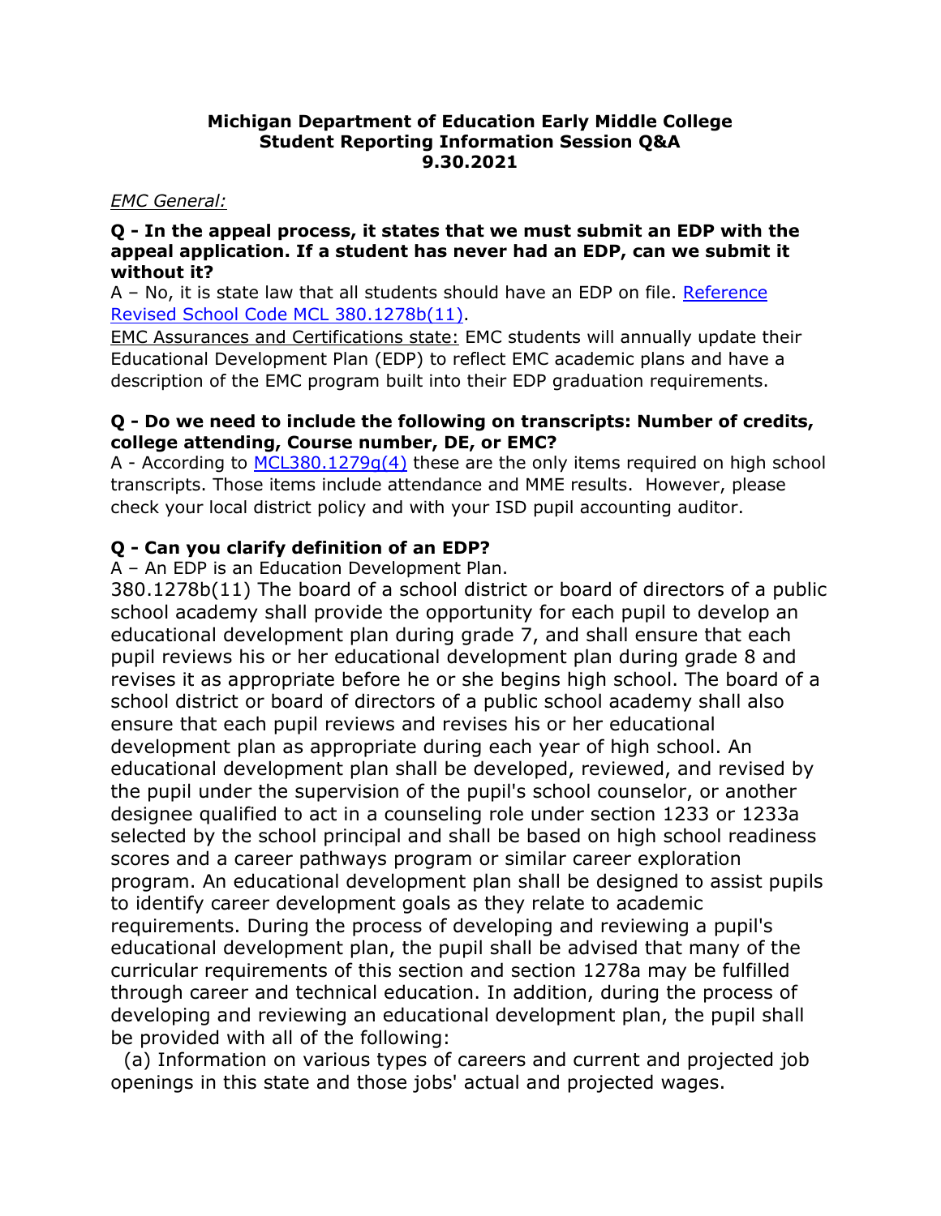**Michigan Department of Education Early Middle College**
**Student Reporting Information Session Q&A**
**9.30.2021**

*EMC General:*

**Q - In the appeal process, it states that we must submit an EDP with the appeal application. If a student has never had an EDP, can we submit it without it?**

A – No, it is state law that all students should have an EDP on file. Reference Revised School Code MCL 380.1278b(11).

EMC Assurances and Certifications state: EMC students will annually update their Educational Development Plan (EDP) to reflect EMC academic plans and have a description of the EMC program built into their EDP graduation requirements.

**Q - Do we need to include the following on transcripts: Number of credits, college attending, Course number, DE, or EMC?**

A - According to MCL380.1279g(4) these are the only items required on high school transcripts. Those items include attendance and MME results. However, please check your local district policy and with your ISD pupil accounting auditor.

**Q - Can you clarify definition of an EDP?**

A – An EDP is an Education Development Plan.

380.1278b(11) The board of a school district or board of directors of a public school academy shall provide the opportunity for each pupil to develop an educational development plan during grade 7, and shall ensure that each pupil reviews his or her educational development plan during grade 8 and revises it as appropriate before he or she begins high school. The board of a school district or board of directors of a public school academy shall also ensure that each pupil reviews and revises his or her educational development plan as appropriate during each year of high school. An educational development plan shall be developed, reviewed, and revised by the pupil under the supervision of the pupil's school counselor, or another designee qualified to act in a counseling role under section 1233 or 1233a selected by the school principal and shall be based on high school readiness scores and a career pathways program or similar career exploration program. An educational development plan shall be designed to assist pupils to identify career development goals as they relate to academic requirements. During the process of developing and reviewing a pupil's educational development plan, the pupil shall be advised that many of the curricular requirements of this section and section 1278a may be fulfilled through career and technical education. In addition, during the process of developing and reviewing an educational development plan, the pupil shall be provided with all of the following:

(a) Information on various types of careers and current and projected job openings in this state and those jobs' actual and projected wages.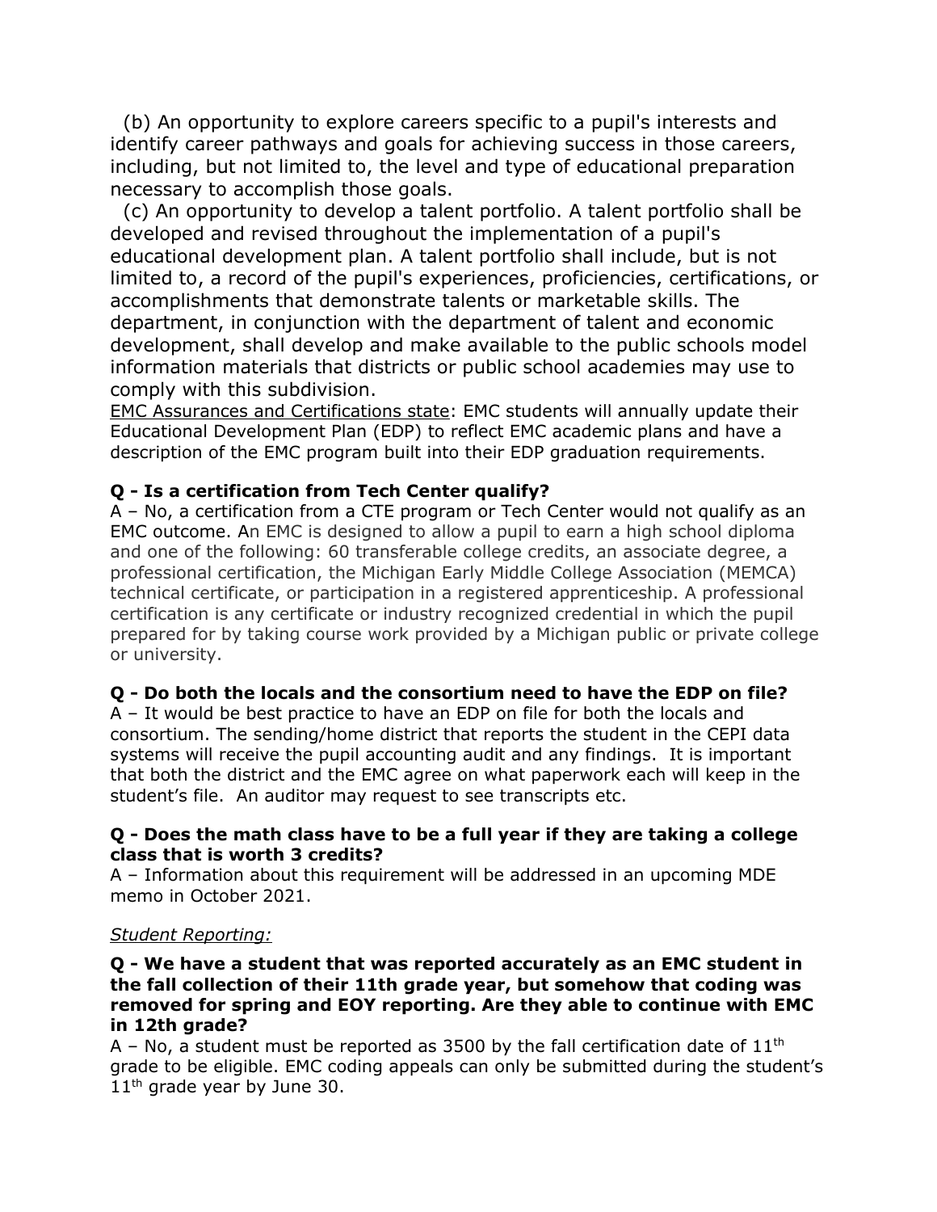(b) An opportunity to explore careers specific to a pupil's interests and identify career pathways and goals for achieving success in those careers, including, but not limited to, the level and type of educational preparation necessary to accomplish those goals.

(c) An opportunity to develop a talent portfolio. A talent portfolio shall be developed and revised throughout the implementation of a pupil's educational development plan. A talent portfolio shall include, but is not limited to, a record of the pupil's experiences, proficiencies, certifications, or accomplishments that demonstrate talents or marketable skills. The department, in conjunction with the department of talent and economic development, shall develop and make available to the public schools model information materials that districts or public school academies may use to comply with this subdivision.

<u>EMC Assurances and Certifications state</u>: EMC students will annually update their Educational Development Plan (EDP) to reflect EMC academic plans and have a description of the EMC program built into their EDP graduation requirements.

**Q - Is a certification from Tech Center qualify?**

A – No, a certification from a CTE program or Tech Center would not qualify as an EMC outcome. An EMC is designed to allow a pupil to earn a high school diploma and one of the following: 60 transferable college credits, an associate degree, a professional certification, the Michigan Early Middle College Association (MEMCA) technical certificate, or participation in a registered apprenticeship. A professional certification is any certificate or industry recognized credential in which the pupil prepared for by taking course work provided by a Michigan public or private college or university.

**Q - Do both the locals and the consortium need to have the EDP on file?**

A – It would be best practice to have an EDP on file for both the locals and consortium. The sending/home district that reports the student in the CEPI data systems will receive the pupil accounting audit and any findings. It is important that both the district and the EMC agree on what paperwork each will keep in the student's file. An auditor may request to see transcripts etc.

**Q - Does the math class have to be a full year if they are taking a college class that is worth 3 credits?**

A – Information about this requirement will be addressed in an upcoming MDE memo in October 2021.

*<u>Student Reporting:</u>*

**Q - We have a student that was reported accurately as an EMC student in the fall collection of their 11th grade year, but somehow that coding was removed for spring and EOY reporting. Are they able to continue with EMC in 12th grade?**

A – No, a student must be reported as 3500 by the fall certification date of 11th grade to be eligible. EMC coding appeals can only be submitted during the student's 11th grade year by June 30.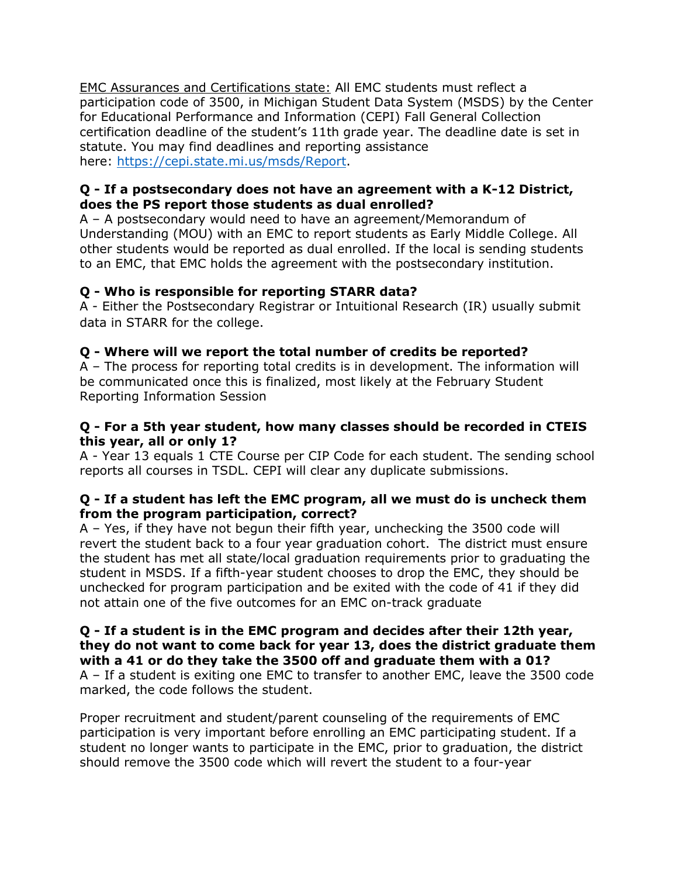EMC Assurances and Certifications state: All EMC students must reflect a participation code of 3500, in Michigan Student Data System (MSDS) by the Center for Educational Performance and Information (CEPI) Fall General Collection certification deadline of the student's 11th grade year. The deadline date is set in statute. You may find deadlines and reporting assistance here: [https://cepi.state.mi.us/msds/Report](https://cepi.state.mi.us/msds/Report).

**Q - If a postsecondary does not have an agreement with a K-12 District, does the PS report those students as dual enrolled?**

A – A postsecondary would need to have an agreement/Memorandum of Understanding (MOU) with an EMC to report students as Early Middle College. All other students would be reported as dual enrolled. If the local is sending students to an EMC, that EMC holds the agreement with the postsecondary institution.

**Q - Who is responsible for reporting STARR data?**

A - Either the Postsecondary Registrar or Intuitional Research (IR) usually submit data in STARR for the college.

**Q - Where will we report the total number of credits be reported?**

A – The process for reporting total credits is in development. The information will be communicated once this is finalized, most likely at the February Student Reporting Information Session

**Q - For a 5th year student, how many classes should be recorded in CTEIS this year, all or only 1?**

A - Year 13 equals 1 CTE Course per CIP Code for each student. The sending school reports all courses in TSDL. CEPI will clear any duplicate submissions.

**Q - If a student has left the EMC program, all we must do is uncheck them from the program participation, correct?**

A – Yes, if they have not begun their fifth year, unchecking the 3500 code will revert the student back to a four year graduation cohort. The district must ensure the student has met all state/local graduation requirements prior to graduating the student in MSDS. If a fifth-year student chooses to drop the EMC, they should be unchecked for program participation and be exited with the code of 41 if they did not attain one of the five outcomes for an EMC on-track graduate

**Q - If a student is in the EMC program and decides after their 12th year, they do not want to come back for year 13, does the district graduate them with a 41 or do they take the 3500 off and graduate them with a 01?**

A – If a student is exiting one EMC to transfer to another EMC, leave the 3500 code marked, the code follows the student.

Proper recruitment and student/parent counseling of the requirements of EMC participation is very important before enrolling an EMC participating student. If a student no longer wants to participate in the EMC, prior to graduation, the district should remove the 3500 code which will revert the student to a four-year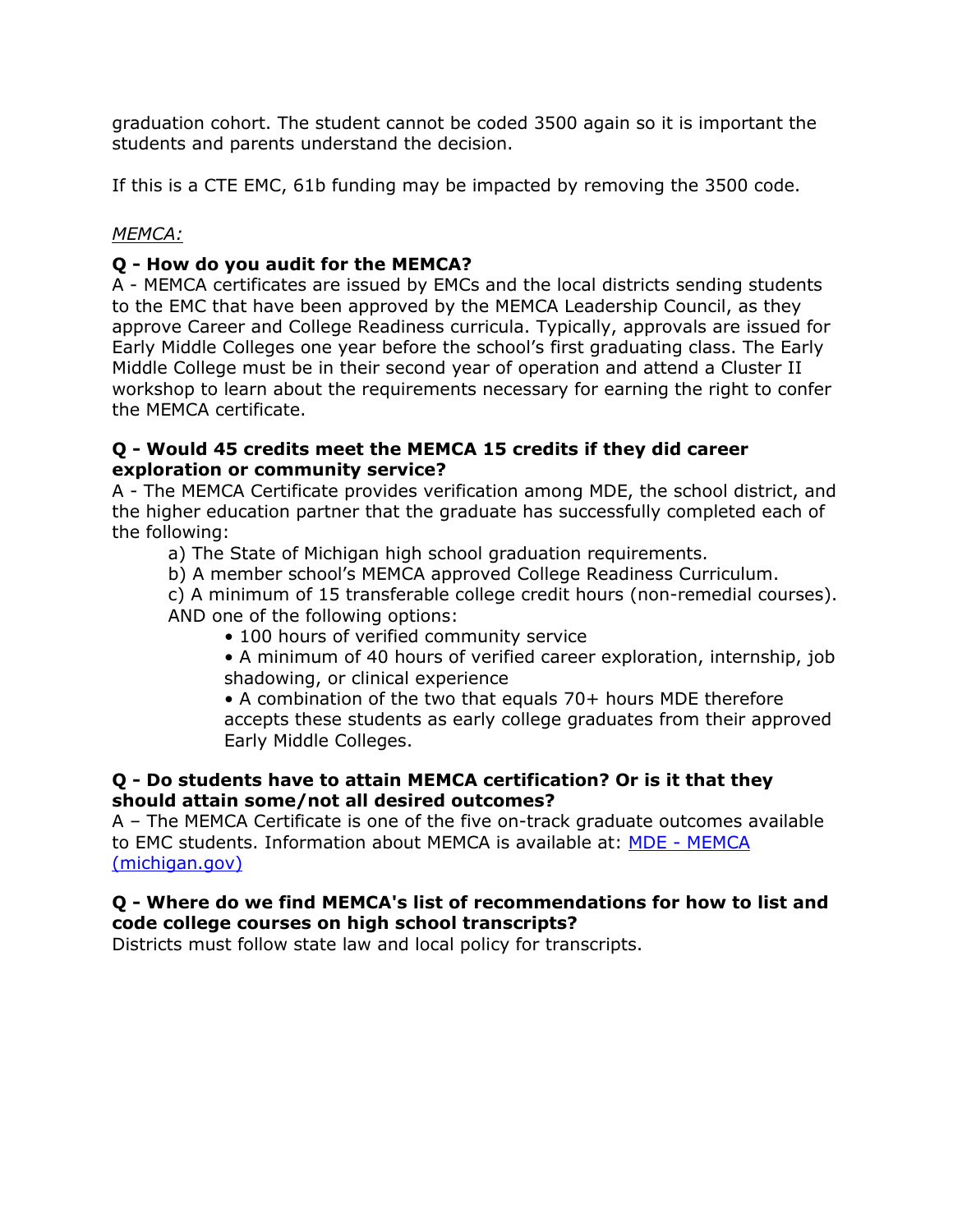graduation cohort. The student cannot be coded 3500 again so it is important the students and parents understand the decision.

If this is a CTE EMC, 61b funding may be impacted by removing the 3500 code.

*MEMCA:*

**Q - How do you audit for the MEMCA?**
A - MEMCA certificates are issued by EMCs and the local districts sending students to the EMC that have been approved by the MEMCA Leadership Council, as they approve Career and College Readiness curricula. Typically, approvals are issued for Early Middle Colleges one year before the school's first graduating class. The Early Middle College must be in their second year of operation and attend a Cluster II workshop to learn about the requirements necessary for earning the right to confer the MEMCA certificate.

**Q - Would 45 credits meet the MEMCA 15 credits if they did career exploration or community service?**
A - The MEMCA Certificate provides verification among MDE, the school district, and the higher education partner that the graduate has successfully completed each of the following:

a) The State of Michigan high school graduation requirements.
b) A member school's MEMCA approved College Readiness Curriculum.
c) A minimum of 15 transferable college credit hours (non-remedial courses).
AND one of the following options:

- 100 hours of verified community service
- A minimum of 40 hours of verified career exploration, internship, job shadowing, or clinical experience
- A combination of the two that equals 70+ hours MDE therefore accepts these students as early college graduates from their approved Early Middle Colleges.

**Q - Do students have to attain MEMCA certification? Or is it that they should attain some/not all desired outcomes?**
A – The MEMCA Certificate is one of the five on-track graduate outcomes available to EMC students. Information about MEMCA is available at: [MDE - MEMCA (michigan.gov)]

**Q - Where do we find MEMCA's list of recommendations for how to list and code college courses on high school transcripts?**
Districts must follow state law and local policy for transcripts.